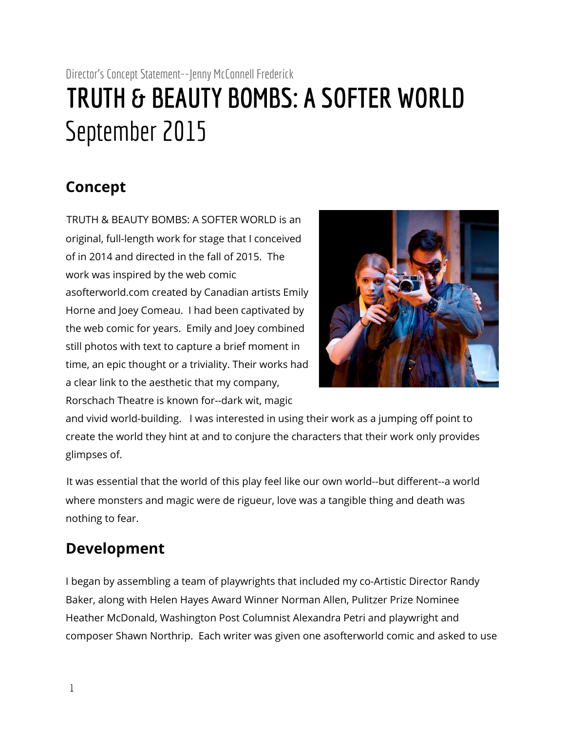Director's Concept Statement--Jenny McConnell Frederick

# TRUTH & BEAUTY BOMBS: A SOFTER WORLD

# September 2015

## Concept

TRUTH & BEAUTY BOMBS: A SOFTER WORLD is an original, full-length work for stage that I conceived of in 2014 and directed in the fall of 2015. The work was inspired by the web comic asofterworld.com created by Canadian artists Emily Horne and Joey Comeau. I had been captivated by the web comic for years. Emily and Joey combined still photos with text to capture a brief moment in time, an epic thought or a triviality. Their works had a clear link to the aesthetic that my company, Rorschach Theatre is known for--dark wit, magic and vivid world-building. I was interested in using their work as a jumping off point to create the world they hint at and to conjure the characters that their work only provides glimpses of.

It was essential that the world of this play feel like our own world--but different--a world where monsters and magic were de rigueur, love was a tangible thing and death was nothing to fear.

## Development

I began by assembling a team of playwrights that included my co-Artistic Director Randy Baker, along with Helen Hayes Award Winner Norman Allen, Pulitzer Prize Nominee Heather McDonald, Washington Post Columnist Alexandra Petri and playwright and composer Shawn Northrip. Each writer was given one asofterworld comic and asked to use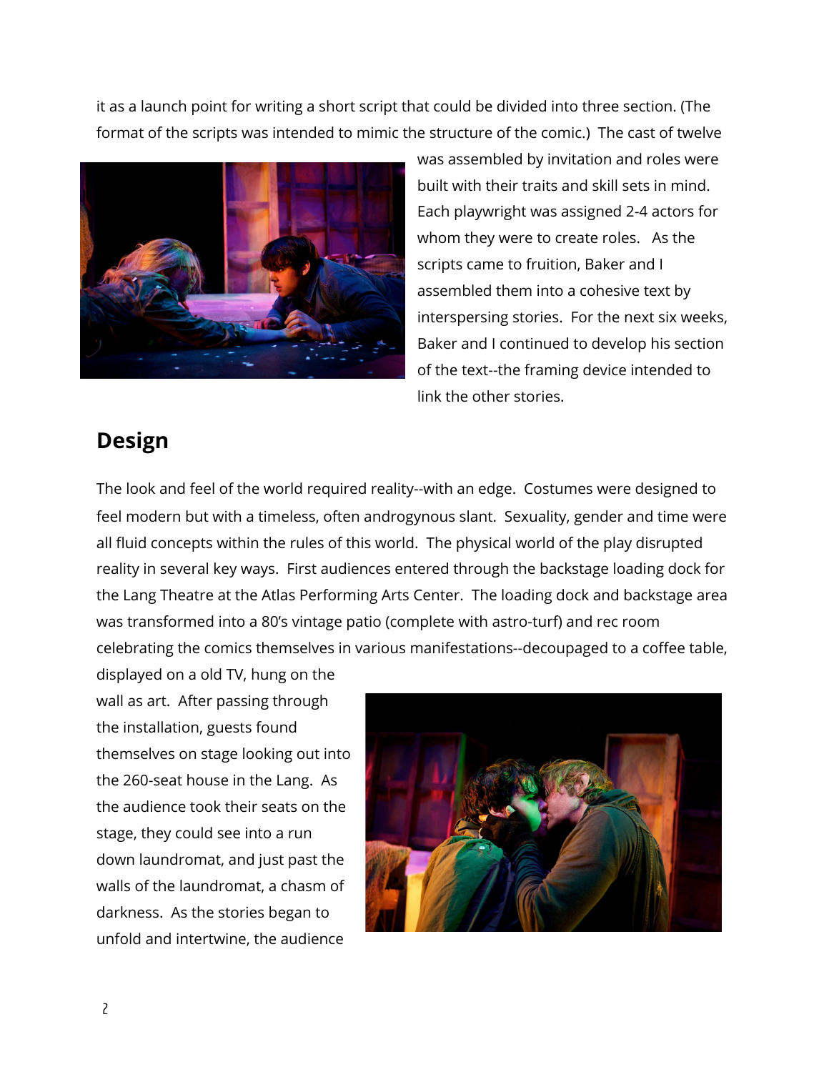it as a launch point for writing a short script that could be divided into three section. (The format of the scripts was intended to mimic the structure of the comic.) The cast of twelve was assembled by invitation and roles were built with their traits and skill sets in mind. Each playwright was assigned 2-4 actors for whom they were to create roles. As the scripts came to fruition, Baker and I assembled them into a cohesive text by interspersing stories. For the next six weeks, Baker and I continued to develop his section of the text--the framing device intended to link the other stories.

## Design

The look and feel of the world required reality--with an edge. Costumes were designed to feel modern but with a timeless, often androgynous slant. Sexuality, gender and time were all fluid concepts within the rules of this world. The physical world of the play disrupted reality in several key ways. First audiences entered through the backstage loading dock for the Lang Theatre at the Atlas Performing Arts Center. The loading dock and backstage area was transformed into a 80's vintage patio (complete with astro-turf) and rec room celebrating the comics themselves in various manifestations--decoupaged to a coffee table, displayed on a old TV, hung on the wall as art. After passing through the installation, guests found themselves on stage looking out into the 260-seat house in the Lang. As the audience took their seats on the stage, they could see into a run down laundromat, and just past the walls of the laundromat, a chasm of darkness. As the stories began to unfold and intertwine, the audience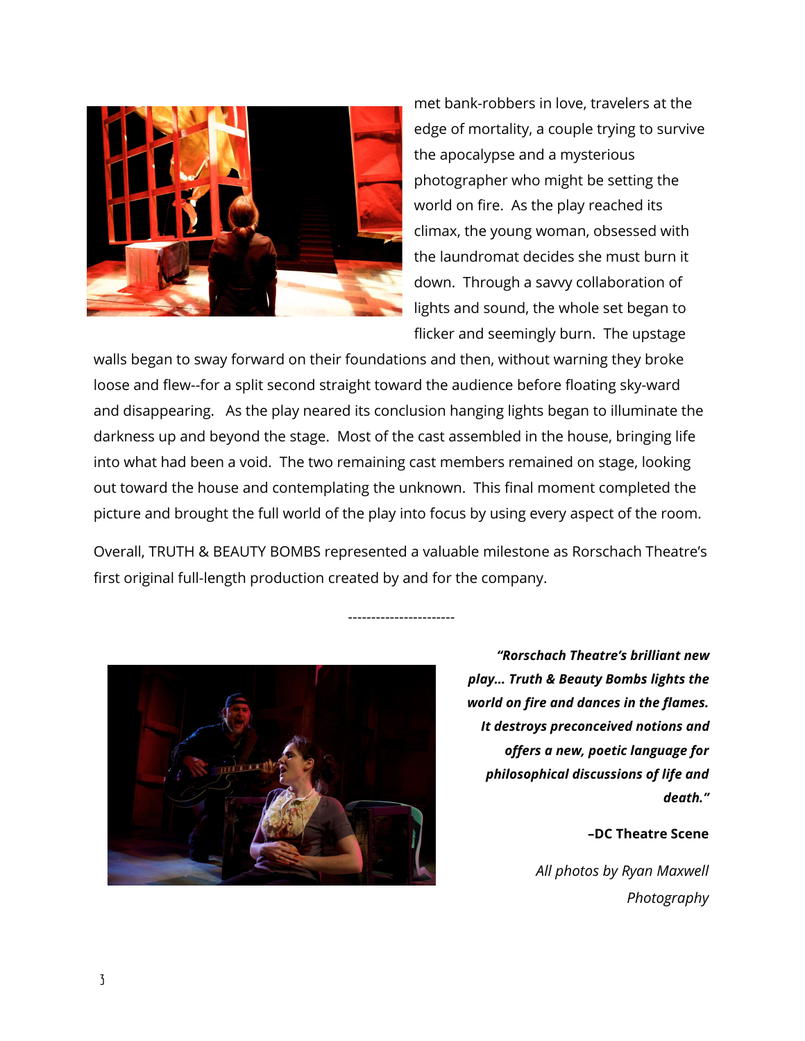met bank-robbers in love, travelers at the edge of mortality, a couple trying to survive the apocalypse and a mysterious photographer who might be setting the world on fire. As the play reached its climax, the young woman, obsessed with the laundromat decides she must burn it down. Through a savvy collaboration of lights and sound, the whole set began to flicker and seemingly burn. The upstage walls began to sway forward on their foundations and then, without warning they broke loose and flew--for a split second straight toward the audience before floating sky-ward and disappearing. As the play neared its conclusion hanging lights began to illuminate the darkness up and beyond the stage. Most of the cast assembled in the house, bringing life into what had been a void. The two remaining cast members remained on stage, looking out toward the house and contemplating the unknown. This final moment completed the picture and brought the full world of the play into focus by using every aspect of the room.

Overall, TRUTH & BEAUTY BOMBS represented a valuable milestone as Rorschach Theatre's first original full-length production created by and for the company.

-----------------------

***"Rorschach Theatre's brilliant new play… Truth & Beauty Bombs lights the world on fire and dances in the flames. It destroys preconceived notions and offers a new, poetic language for philosophical discussions of life and death."***

**–DC Theatre Scene**

*All photos by Ryan Maxwell Photography*